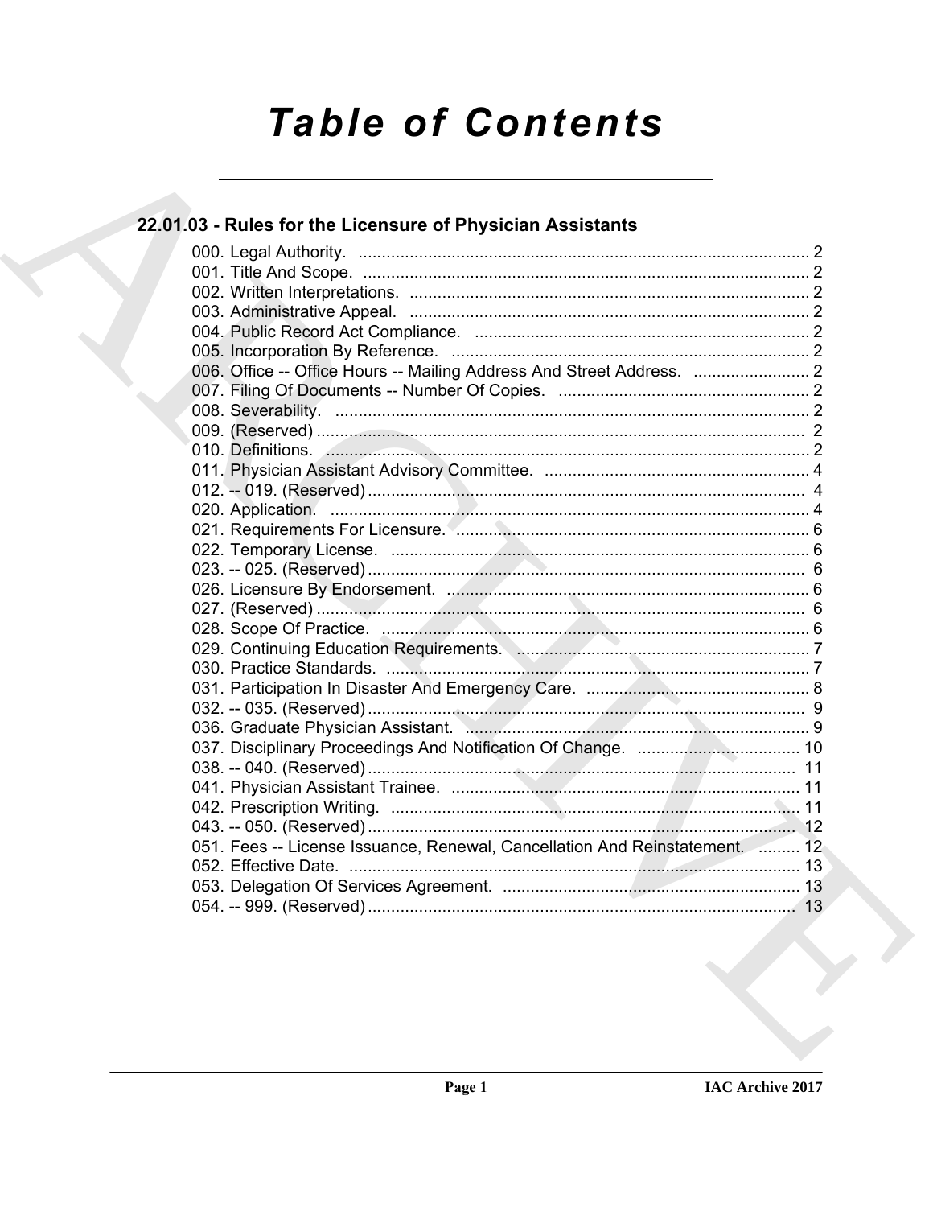# Table of Contents

## 22.01.03 - Rules for the Licensure of Physician Assistants

000. Legal Authority. ..... 2
001. Title And Scope. ..... 2
002. Written Interpretations. ..... 2
003. Administrative Appeal. ..... 2
004. Public Record Act Compliance. ..... 2
005. Incorporation By Reference. ..... 2
006. Office -- Office Hours -- Mailing Address And Street Address. ..... 2
007. Filing Of Documents -- Number Of Copies. ..... 2
008. Severability. ..... 2
009. (Reserved) ..... 2
010. Definitions. ..... 2
011. Physician Assistant Advisory Committee. ..... 4
012. -- 019. (Reserved) ..... 4
020. Application. ..... 4
021. Requirements For Licensure. ..... 6
022. Temporary License. ..... 6
023. -- 025. (Reserved) ..... 6
026. Licensure By Endorsement. ..... 6
027. (Reserved) ..... 6
028. Scope Of Practice. ..... 6
029. Continuing Education Requirements. ..... 7
030. Practice Standards. ..... 7
031. Participation In Disaster And Emergency Care. ..... 8
032. -- 035. (Reserved) ..... 9
036. Graduate Physician Assistant. ..... 9
037. Disciplinary Proceedings And Notification Of Change. ..... 10
038. -- 040. (Reserved) ..... 11
041. Physician Assistant Trainee. ..... 11
042. Prescription Writing. ..... 11
043. -- 050. (Reserved) ..... 12
051. Fees -- License Issuance, Renewal, Cancellation And Reinstatement. ..... 12
052. Effective Date. ..... 13
053. Delegation Of Services Agreement. ..... 13
054. -- 999. (Reserved) ..... 13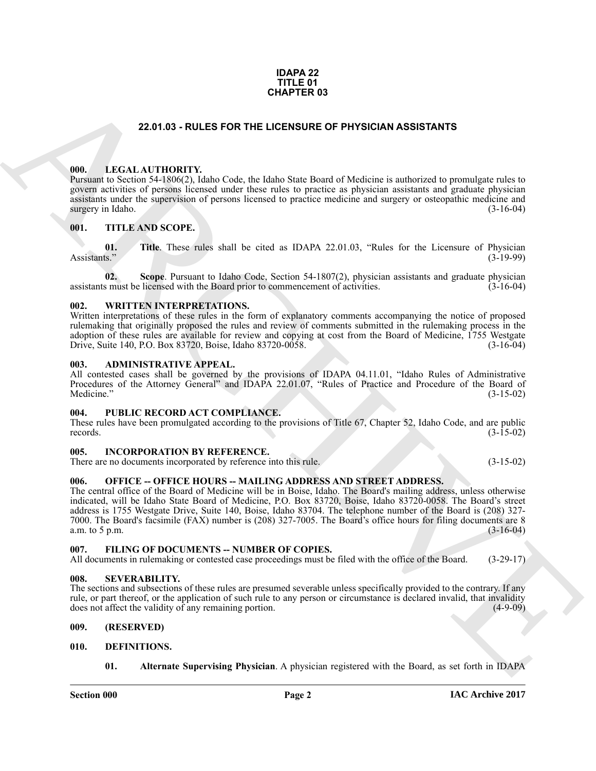**IDAPA 22**
**TITLE 01**
**CHAPTER 03**

# 22.01.03 - RULES FOR THE LICENSURE OF PHYSICIAN ASSISTANTS

## 000. LEGAL AUTHORITY.

Pursuant to Section 54-1806(2), Idaho Code, the Idaho State Board of Medicine is authorized to promulgate rules to govern activities of persons licensed under these rules to practice as physician assistants and graduate physician assistants under the supervision of persons licensed to practice medicine and surgery or osteopathic medicine and surgery in Idaho. (3-16-04)

## 001. TITLE AND SCOPE.

**01. Title**. These rules shall be cited as IDAPA 22.01.03, "Rules for the Licensure of Physician Assistants." (3-19-99)

**02. Scope**. Pursuant to Idaho Code, Section 54-1807(2), physician assistants and graduate physician assistants must be licensed with the Board prior to commencement of activities. (3-16-04)

## 002. WRITTEN INTERPRETATIONS.

Written interpretations of these rules in the form of explanatory comments accompanying the notice of proposed rulemaking that originally proposed the rules and review of comments submitted in the rulemaking process in the adoption of these rules are available for review and copying at cost from the Board of Medicine, 1755 Westgate Drive, Suite 140, P.O. Box 83720, Boise, Idaho 83720-0058. (3-16-04)

## 003. ADMINISTRATIVE APPEAL.

All contested cases shall be governed by the provisions of IDAPA 04.11.01, "Idaho Rules of Administrative Procedures of the Attorney General" and IDAPA 22.01.07, "Rules of Practice and Procedure of the Board of Medicine." (3-15-02)

## 004. PUBLIC RECORD ACT COMPLIANCE.

These rules have been promulgated according to the provisions of Title 67, Chapter 52, Idaho Code, and are public records. (3-15-02)

## 005. INCORPORATION BY REFERENCE.

There are no documents incorporated by reference into this rule. (3-15-02)

## 006. OFFICE -- OFFICE HOURS -- MAILING ADDRESS AND STREET ADDRESS.

The central office of the Board of Medicine will be in Boise, Idaho. The Board's mailing address, unless otherwise indicated, will be Idaho State Board of Medicine, P.O. Box 83720, Boise, Idaho 83720-0058. The Board's street address is 1755 Westgate Drive, Suite 140, Boise, Idaho 83704. The telephone number of the Board is (208) 327-7000. The Board's facsimile (FAX) number is (208) 327-7005. The Board's office hours for filing documents are 8 a.m. to 5 p.m. (3-16-04)

## 007. FILING OF DOCUMENTS -- NUMBER OF COPIES.

All documents in rulemaking or contested case proceedings must be filed with the office of the Board. (3-29-17)

## 008. SEVERABILITY.

The sections and subsections of these rules are presumed severable unless specifically provided to the contrary. If any rule, or part thereof, or the application of such rule to any person or circumstance is declared invalid, that invalidity does not affect the validity of any remaining portion. (4-9-09)

## 009. (RESERVED)

## 010. DEFINITIONS.

**01. Alternate Supervising Physician**. A physician registered with the Board, as set forth in IDAPA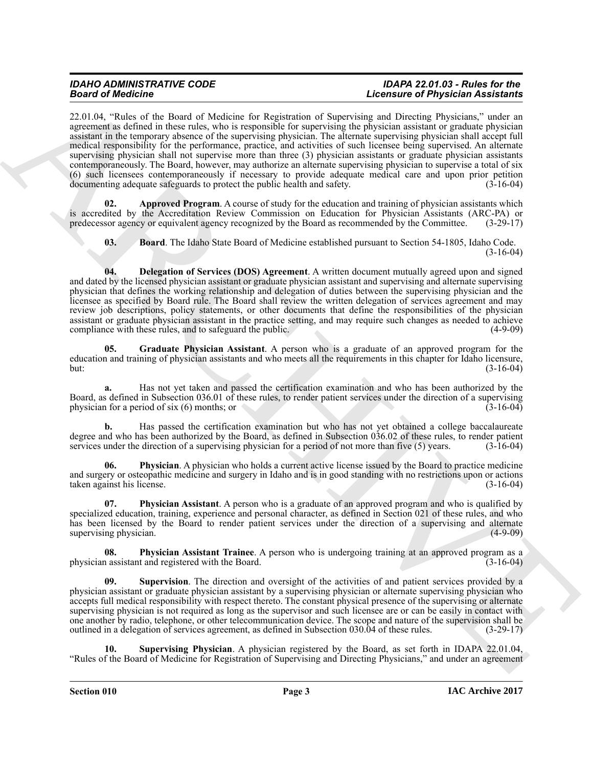22.01.04, "Rules of the Board of Medicine for Registration of Supervising and Directing Physicians," under an agreement as defined in these rules, who is responsible for supervising the physician assistant or graduate physician assistant in the temporary absence of the supervising physician. The alternate supervising physician shall accept full medical responsibility for the performance, practice, and activities of such licensee being supervised. An alternate supervising physician shall not supervise more than three (3) physician assistants or graduate physician assistants contemporaneously. The Board, however, may authorize an alternate supervising physician to supervise a total of six (6) such licensees contemporaneously if necessary to provide adequate medical care and upon prior petition documenting adequate safeguards to protect the public health and safety. (3-16-04)

**02. Approved Program**. A course of study for the education and training of physician assistants which is accredited by the Accreditation Review Commission on Education for Physician Assistants (ARC-PA) or predecessor agency or equivalent agency recognized by the Board as recommended by the Committee. (3-29-17)

**03. Board**. The Idaho State Board of Medicine established pursuant to Section 54-1805, Idaho Code. (3-16-04)

**04. Delegation of Services (DOS) Agreement**. A written document mutually agreed upon and signed and dated by the licensed physician assistant or graduate physician assistant and supervising and alternate supervising physician that defines the working relationship and delegation of duties between the supervising physician and the licensee as specified by Board rule. The Board shall review the written delegation of services agreement and may review job descriptions, policy statements, or other documents that define the responsibilities of the physician assistant or graduate physician assistant in the practice setting, and may require such changes as needed to achieve compliance with these rules, and to safeguard the public. (4-9-09)

**05. Graduate Physician Assistant**. A person who is a graduate of an approved program for the education and training of physician assistants and who meets all the requirements in this chapter for Idaho licensure, but: (3-16-04)

**a.** Has not yet taken and passed the certification examination and who has been authorized by the Board, as defined in Subsection 036.01 of these rules, to render patient services under the direction of a supervising physician for a period of six (6) months; or (3-16-04)

**b.** Has passed the certification examination but who has not yet obtained a college baccalaureate degree and who has been authorized by the Board, as defined in Subsection 036.02 of these rules, to render patient services under the direction of a supervising physician for a period of not more than five (5) years. (3-16-04)

**06. Physician**. A physician who holds a current active license issued by the Board to practice medicine and surgery or osteopathic medicine and surgery in Idaho and is in good standing with no restrictions upon or actions taken against his license. (3-16-04)

**07. Physician Assistant**. A person who is a graduate of an approved program and who is qualified by specialized education, training, experience and personal character, as defined in Section 021 of these rules, and who has been licensed by the Board to render patient services under the direction of a supervising and alternate supervising physician. (4-9-09)

**08. Physician Assistant Trainee**. A person who is undergoing training at an approved program as a physician assistant and registered with the Board. (3-16-04)

**09. Supervision**. The direction and oversight of the activities of and patient services provided by a physician assistant or graduate physician assistant by a supervising physician or alternate supervising physician who accepts full medical responsibility with respect thereto. The constant physical presence of the supervising or alternate supervising physician is not required as long as the supervisor and such licensee are or can be easily in contact with one another by radio, telephone, or other telecommunication device. The scope and nature of the supervision shall be outlined in a delegation of services agreement, as defined in Subsection 030.04 of these rules. (3-29-17)

**10. Supervising Physician**. A physician registered by the Board, as set forth in IDAPA 22.01.04, "Rules of the Board of Medicine for Registration of Supervising and Directing Physicians," and under an agreement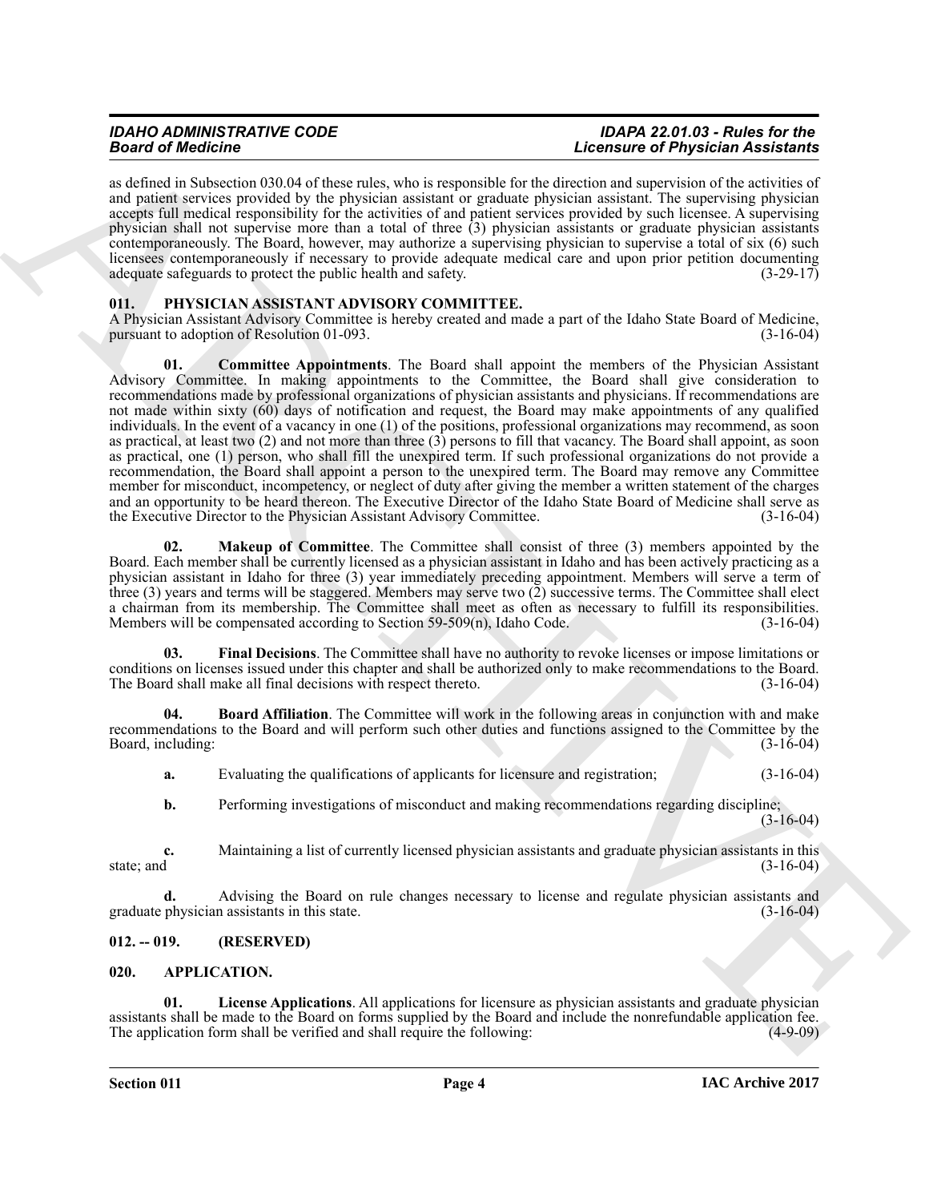as defined in Subsection 030.04 of these rules, who is responsible for the direction and supervision of the activities of and patient services provided by the physician assistant or graduate physician assistant. The supervising physician accepts full medical responsibility for the activities of and patient services provided by such licensee. A supervising physician shall not supervise more than a total of three (3) physician assistants or graduate physician assistants contemporaneously. The Board, however, may authorize a supervising physician to supervise a total of six (6) such licensees contemporaneously if necessary to provide adequate medical care and upon prior petition documenting adequate safeguards to protect the public health and safety. (3-29-17)

### 011. PHYSICIAN ASSISTANT ADVISORY COMMITTEE.

A Physician Assistant Advisory Committee is hereby created and made a part of the Idaho State Board of Medicine, pursuant to adoption of Resolution 01-093. (3-16-04)

**01. Committee Appointments**. The Board shall appoint the members of the Physician Assistant Advisory Committee. In making appointments to the Committee, the Board shall give consideration to recommendations made by professional organizations of physician assistants and physicians. If recommendations are not made within sixty (60) days of notification and request, the Board may make appointments of any qualified individuals. In the event of a vacancy in one (1) of the positions, professional organizations may recommend, as soon as practical, at least two (2) and not more than three (3) persons to fill that vacancy. The Board shall appoint, as soon as practical, one (1) person, who shall fill the unexpired term. If such professional organizations do not provide a recommendation, the Board shall appoint a person to the unexpired term. The Board may remove any Committee member for misconduct, incompetency, or neglect of duty after giving the member a written statement of the charges and an opportunity to be heard thereon. The Executive Director of the Idaho State Board of Medicine shall serve as the Executive Director to the Physician Assistant Advisory Committee. (3-16-04)

**02. Makeup of Committee**. The Committee shall consist of three (3) members appointed by the Board. Each member shall be currently licensed as a physician assistant in Idaho and has been actively practicing as a physician assistant in Idaho for three (3) year immediately preceding appointment. Members will serve a term of three (3) years and terms will be staggered. Members may serve two (2) successive terms. The Committee shall elect a chairman from its membership. The Committee shall meet as often as necessary to fulfill its responsibilities. Members will be compensated according to Section 59-509(n), Idaho Code. (3-16-04)

**03. Final Decisions**. The Committee shall have no authority to revoke licenses or impose limitations or conditions on licenses issued under this chapter and shall be authorized only to make recommendations to the Board. The Board shall make all final decisions with respect thereto. (3-16-04)

**04. Board Affiliation**. The Committee will work in the following areas in conjunction with and make recommendations to the Board and will perform such other duties and functions assigned to the Committee by the Board, including: (3-16-04)

**a.** Evaluating the qualifications of applicants for licensure and registration; (3-16-04)

**b.** Performing investigations of misconduct and making recommendations regarding discipline; (3-16-04)

**c.** Maintaining a list of currently licensed physician assistants and graduate physician assistants in this state; and (3-16-04)

**d.** Advising the Board on rule changes necessary to license and regulate physician assistants and graduate physician assistants in this state. (3-16-04)

### 012. -- 019. (RESERVED)

### 020. APPLICATION.

**01. License Applications**. All applications for licensure as physician assistants and graduate physician assistants shall be made to the Board on forms supplied by the Board and include the nonrefundable application fee. The application form shall be verified and shall require the following: (4-9-09)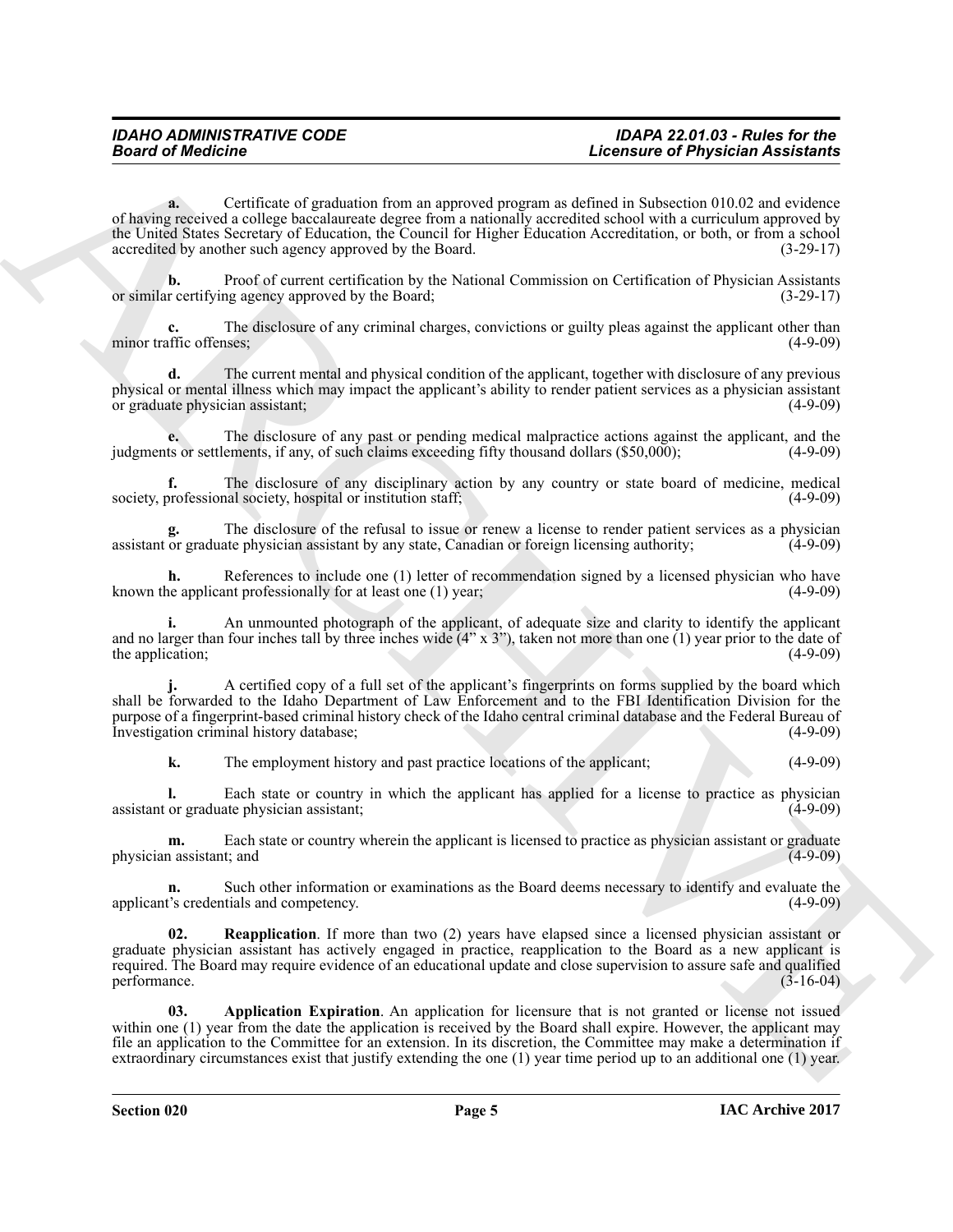**a.** Certificate of graduation from an approved program as defined in Subsection 010.02 and evidence of having received a college baccalaureate degree from a nationally accredited school with a curriculum approved by the United States Secretary of Education, the Council for Higher Education Accreditation, or both, or from a school accredited by another such agency approved by the Board. (3-29-17)

**b.** Proof of current certification by the National Commission on Certification of Physician Assistants or similar certifying agency approved by the Board; (3-29-17)

**c.** The disclosure of any criminal charges, convictions or guilty pleas against the applicant other than minor traffic offenses; (4-9-09)

**d.** The current mental and physical condition of the applicant, together with disclosure of any previous physical or mental illness which may impact the applicant's ability to render patient services as a physician assistant or graduate physician assistant; (4-9-09)

**e.** The disclosure of any past or pending medical malpractice actions against the applicant, and the judgments or settlements, if any, of such claims exceeding fifty thousand dollars ($50,000); (4-9-09)

**f.** The disclosure of any disciplinary action by any country or state board of medicine, medical society, professional society, hospital or institution staff; (4-9-09)

**g.** The disclosure of the refusal to issue or renew a license to render patient services as a physician assistant or graduate physician assistant by any state, Canadian or foreign licensing authority; (4-9-09)

**h.** References to include one (1) letter of recommendation signed by a licensed physician who have known the applicant professionally for at least one (1) year; (4-9-09)

**i.** An unmounted photograph of the applicant, of adequate size and clarity to identify the applicant and no larger than four inches tall by three inches wide (4" x 3"), taken not more than one (1) year prior to the date of the application; (4-9-09)

**j.** A certified copy of a full set of the applicant's fingerprints on forms supplied by the board which shall be forwarded to the Idaho Department of Law Enforcement and to the FBI Identification Division for the purpose of a fingerprint-based criminal history check of the Idaho central criminal database and the Federal Bureau of Investigation criminal history database; (4-9-09)

**k.** The employment history and past practice locations of the applicant; (4-9-09)

**l.** Each state or country in which the applicant has applied for a license to practice as physician assistant or graduate physician assistant; (4-9-09)

**m.** Each state or country wherein the applicant is licensed to practice as physician assistant or graduate physician assistant; and (4-9-09)

**n.** Such other information or examinations as the Board deems necessary to identify and evaluate the applicant's credentials and competency. (4-9-09)

**02. Reapplication**. If more than two (2) years have elapsed since a licensed physician assistant or graduate physician assistant has actively engaged in practice, reapplication to the Board as a new applicant is required. The Board may require evidence of an educational update and close supervision to assure safe and qualified performance. (3-16-04)

**03. Application Expiration**. An application for licensure that is not granted or license not issued within one (1) year from the date the application is received by the Board shall expire. However, the applicant may file an application to the Committee for an extension. In its discretion, the Committee may make a determination if extraordinary circumstances exist that justify extending the one (1) year time period up to an additional one (1) year.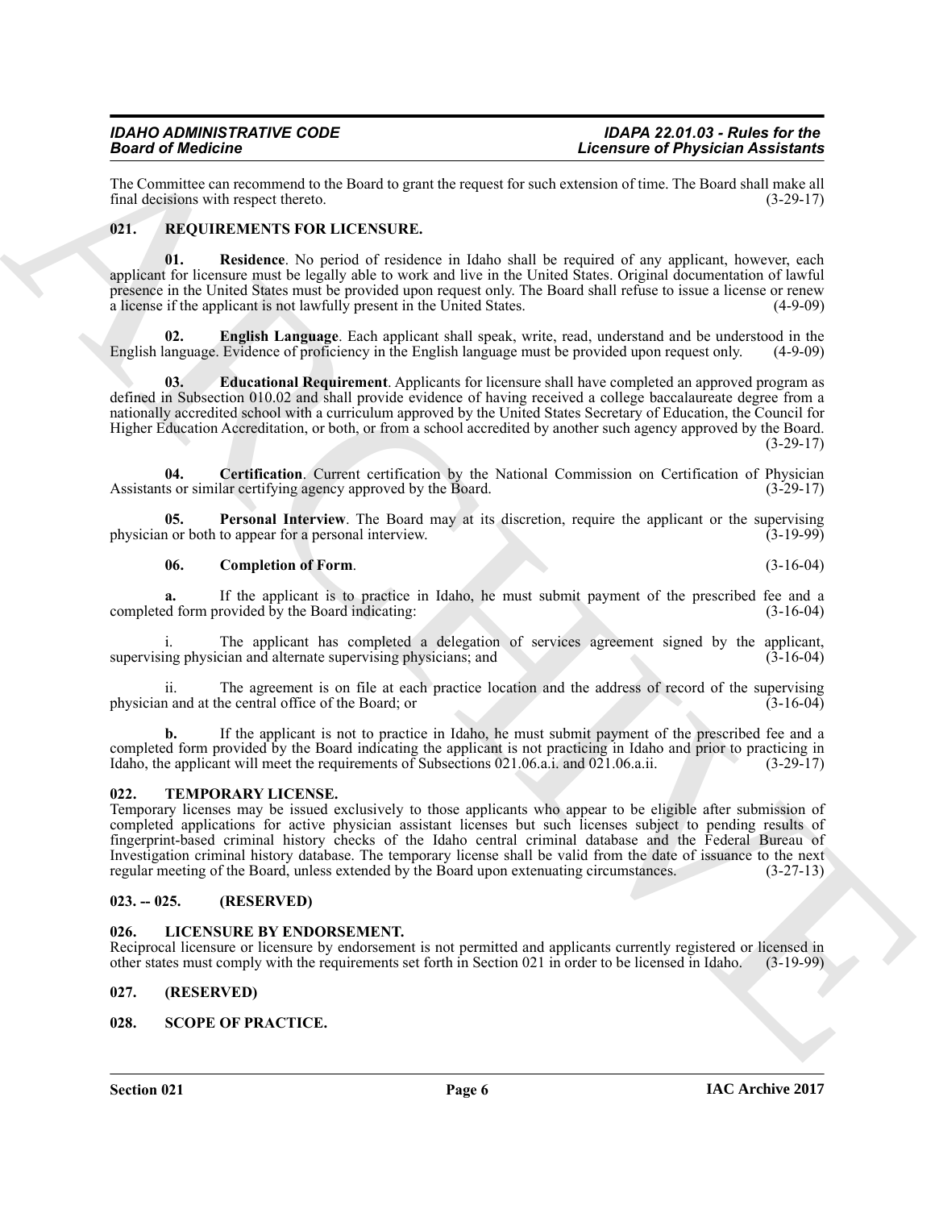The Committee can recommend to the Board to grant the request for such extension of time. The Board shall make all final decisions with respect thereto. (3-29-17)

## 021. REQUIREMENTS FOR LICENSURE.

**01. Residence**. No period of residence in Idaho shall be required of any applicant, however, each applicant for licensure must be legally able to work and live in the United States. Original documentation of lawful presence in the United States must be provided upon request only. The Board shall refuse to issue a license or renew a license if the applicant is not lawfully present in the United States. (4-9-09)

**02. English Language**. Each applicant shall speak, write, read, understand and be understood in the English language. Evidence of proficiency in the English language must be provided upon request only. (4-9-09)

**03. Educational Requirement**. Applicants for licensure shall have completed an approved program as defined in Subsection 010.02 and shall provide evidence of having received a college baccalaureate degree from a nationally accredited school with a curriculum approved by the United States Secretary of Education, the Council for Higher Education Accreditation, or both, or from a school accredited by another such agency approved by the Board. (3-29-17)

**04. Certification**. Current certification by the National Commission on Certification of Physician Assistants or similar certifying agency approved by the Board. (3-29-17)

**05. Personal Interview**. The Board may at its discretion, require the applicant or the supervising physician or both to appear for a personal interview. (3-19-99)

**06. Completion of Form**. (3-16-04)

**a.** If the applicant is to practice in Idaho, he must submit payment of the prescribed fee and a completed form provided by the Board indicating: (3-16-04)

i. The applicant has completed a delegation of services agreement signed by the applicant, supervising physician and alternate supervising physicians; and (3-16-04)

ii. The agreement is on file at each practice location and the address of record of the supervising physician and at the central office of the Board; or (3-16-04)

**b.** If the applicant is not to practice in Idaho, he must submit payment of the prescribed fee and a completed form provided by the Board indicating the applicant is not practicing in Idaho and prior to practicing in Idaho, the applicant will meet the requirements of Subsections 021.06.a.i. and 021.06.a.ii. (3-29-17)

## 022. TEMPORARY LICENSE.

Temporary licenses may be issued exclusively to those applicants who appear to be eligible after submission of completed applications for active physician assistant licenses but such licenses subject to pending results of fingerprint-based criminal history checks of the Idaho central criminal database and the Federal Bureau of Investigation criminal history database. The temporary license shall be valid from the date of issuance to the next regular meeting of the Board, unless extended by the Board upon extenuating circumstances. (3-27-13)

## 023. -- 025. (RESERVED)

## 026. LICENSURE BY ENDORSEMENT.

Reciprocal licensure or licensure by endorsement is not permitted and applicants currently registered or licensed in other states must comply with the requirements set forth in Section 021 in order to be licensed in Idaho. (3-19-99)

## 027. (RESERVED)

## 028. SCOPE OF PRACTICE.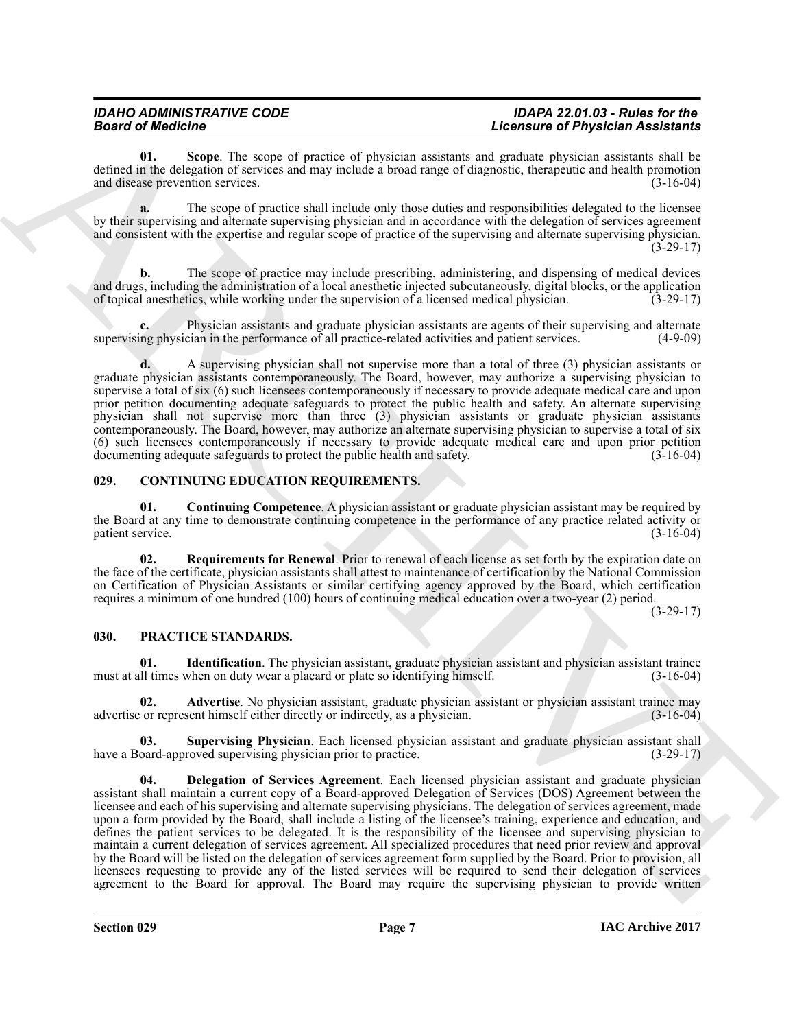**01. Scope**. The scope of practice of physician assistants and graduate physician assistants shall be defined in the delegation of services and may include a broad range of diagnostic, therapeutic and health promotion and disease prevention services. (3-16-04)

**a.** The scope of practice shall include only those duties and responsibilities delegated to the licensee by their supervising and alternate supervising physician and in accordance with the delegation of services agreement and consistent with the expertise and regular scope of practice of the supervising and alternate supervising physician. (3-29-17)

**b.** The scope of practice may include prescribing, administering, and dispensing of medical devices and drugs, including the administration of a local anesthetic injected subcutaneously, digital blocks, or the application of topical anesthetics, while working under the supervision of a licensed medical physician. (3-29-17)

**c.** Physician assistants and graduate physician assistants are agents of their supervising and alternate supervising physician in the performance of all practice-related activities and patient services. (4-9-09)

**d.** A supervising physician shall not supervise more than a total of three (3) physician assistants or graduate physician assistants contemporaneously. The Board, however, may authorize a supervising physician to supervise a total of six (6) such licensees contemporaneously if necessary to provide adequate medical care and upon prior petition documenting adequate safeguards to protect the public health and safety. An alternate supervising physician shall not supervise more than three (3) physician assistants or graduate physician assistants contemporaneously. The Board, however, may authorize an alternate supervising physician to supervise a total of six (6) such licensees contemporaneously if necessary to provide adequate medical care and upon prior petition documenting adequate safeguards to protect the public health and safety. (3-16-04)

## 029. CONTINUING EDUCATION REQUIREMENTS.

**01. Continuing Competence**. A physician assistant or graduate physician assistant may be required by the Board at any time to demonstrate continuing competence in the performance of any practice related activity or patient service. (3-16-04)

**02. Requirements for Renewal**. Prior to renewal of each license as set forth by the expiration date on the face of the certificate, physician assistants shall attest to maintenance of certification by the National Commission on Certification of Physician Assistants or similar certifying agency approved by the Board, which certification requires a minimum of one hundred (100) hours of continuing medical education over a two-year (2) period. (3-29-17)

## 030. PRACTICE STANDARDS.

**01. Identification**. The physician assistant, graduate physician assistant and physician assistant trainee must at all times when on duty wear a placard or plate so identifying himself. (3-16-04)

**02. Advertise**. No physician assistant, graduate physician assistant or physician assistant trainee may advertise or represent himself either directly or indirectly, as a physician. (3-16-04)

**03. Supervising Physician**. Each licensed physician assistant and graduate physician assistant shall have a Board-approved supervising physician prior to practice. (3-29-17)

**04. Delegation of Services Agreement**. Each licensed physician assistant and graduate physician assistant shall maintain a current copy of a Board-approved Delegation of Services (DOS) Agreement between the licensee and each of his supervising and alternate supervising physicians. The delegation of services agreement, made upon a form provided by the Board, shall include a listing of the licensee's training, experience and education, and defines the patient services to be delegated. It is the responsibility of the licensee and supervising physician to maintain a current delegation of services agreement. All specialized procedures that need prior review and approval by the Board will be listed on the delegation of services agreement form supplied by the Board. Prior to provision, all licensees requesting to provide any of the listed services will be required to send their delegation of services agreement to the Board for approval. The Board may require the supervising physician to provide written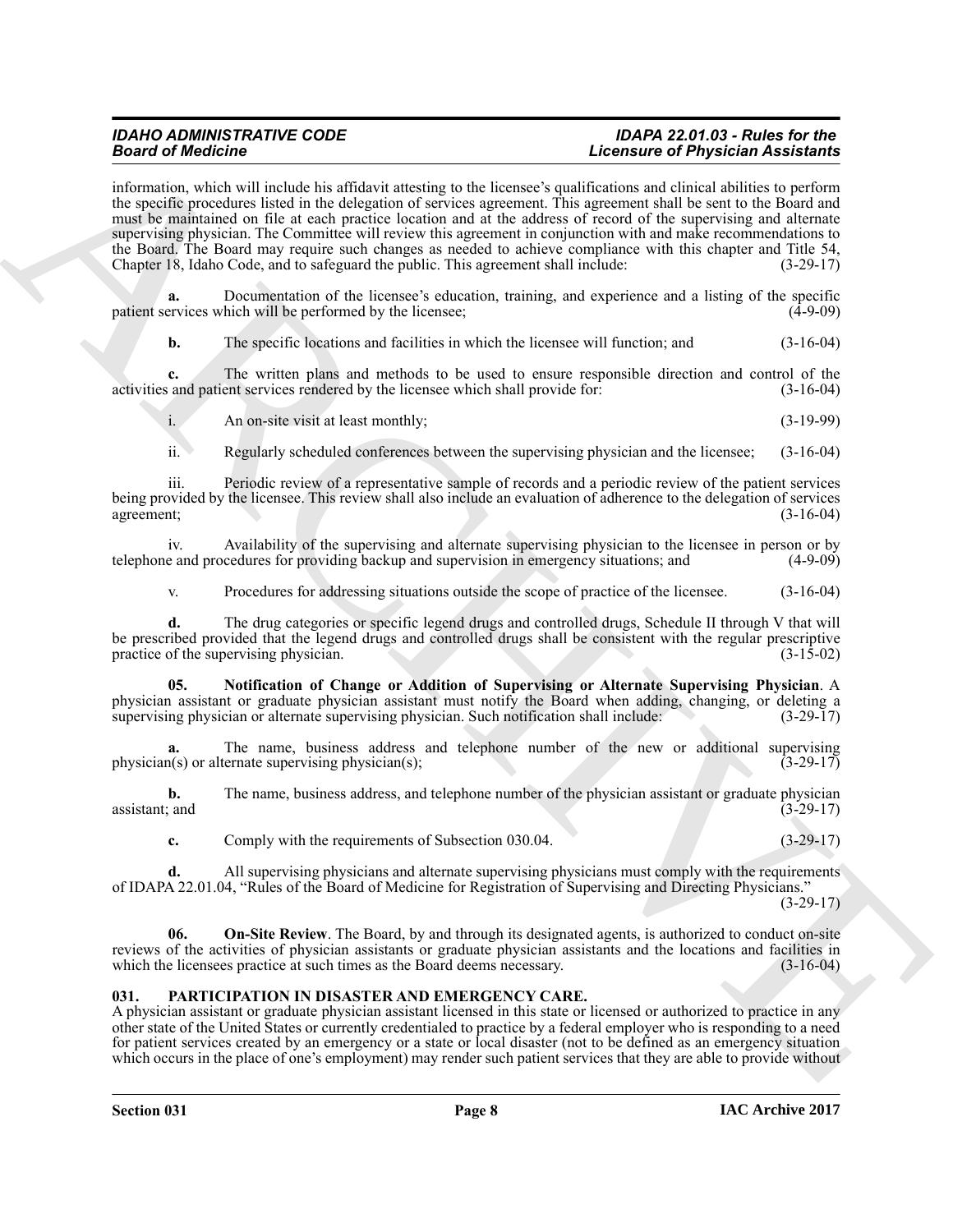information, which will include his affidavit attesting to the licensee's qualifications and clinical abilities to perform the specific procedures listed in the delegation of services agreement. This agreement shall be sent to the Board and must be maintained on file at each practice location and at the address of record of the supervising and alternate supervising physician. The Committee will review this agreement in conjunction with and make recommendations to the Board. The Board may require such changes as needed to achieve compliance with this chapter and Title 54, Chapter 18, Idaho Code, and to safeguard the public. This agreement shall include: (3-29-17)

**a.** Documentation of the licensee's education, training, and experience and a listing of the specific patient services which will be performed by the licensee; (4-9-09)

**b.** The specific locations and facilities in which the licensee will function; and (3-16-04)

**c.** The written plans and methods to be used to ensure responsible direction and control of the activities and patient services rendered by the licensee which shall provide for: (3-16-04)

i. An on-site visit at least monthly; (3-19-99)

ii. Regularly scheduled conferences between the supervising physician and the licensee; (3-16-04)

iii. Periodic review of a representative sample of records and a periodic review of the patient services being provided by the licensee. This review shall also include an evaluation of adherence to the delegation of services agreement; (3-16-04)

iv. Availability of the supervising and alternate supervising physician to the licensee in person or by telephone and procedures for providing backup and supervision in emergency situations; and (4-9-09)

v. Procedures for addressing situations outside the scope of practice of the licensee. (3-16-04)

**d.** The drug categories or specific legend drugs and controlled drugs, Schedule II through V that will be prescribed provided that the legend drugs and controlled drugs shall be consistent with the regular prescriptive practice of the supervising physician. (3-15-02)

**05. Notification of Change or Addition of Supervising or Alternate Supervising Physician**. A physician assistant or graduate physician assistant must notify the Board when adding, changing, or deleting a supervising physician or alternate supervising physician. Such notification shall include: (3-29-17)

**a.** The name, business address and telephone number of the new or additional supervising physician(s) or alternate supervising physician(s); (3-29-17)

**b.** The name, business address, and telephone number of the physician assistant or graduate physician assistant; and (3-29-17)

**c.** Comply with the requirements of Subsection 030.04. (3-29-17)

**d.** All supervising physicians and alternate supervising physicians must comply with the requirements of IDAPA 22.01.04, "Rules of the Board of Medicine for Registration of Supervising and Directing Physicians." (3-29-17)

**06. On-Site Review**. The Board, by and through its designated agents, is authorized to conduct on-site reviews of the activities of physician assistants or graduate physician assistants and the locations and facilities in which the licensees practice at such times as the Board deems necessary. (3-16-04)

## 031. PARTICIPATION IN DISASTER AND EMERGENCY CARE.

A physician assistant or graduate physician assistant licensed in this state or licensed or authorized to practice in any other state of the United States or currently credentialed to practice by a federal employer who is responding to a need for patient services created by an emergency or a state or local disaster (not to be defined as an emergency situation which occurs in the place of one's employment) may render such patient services that they are able to provide without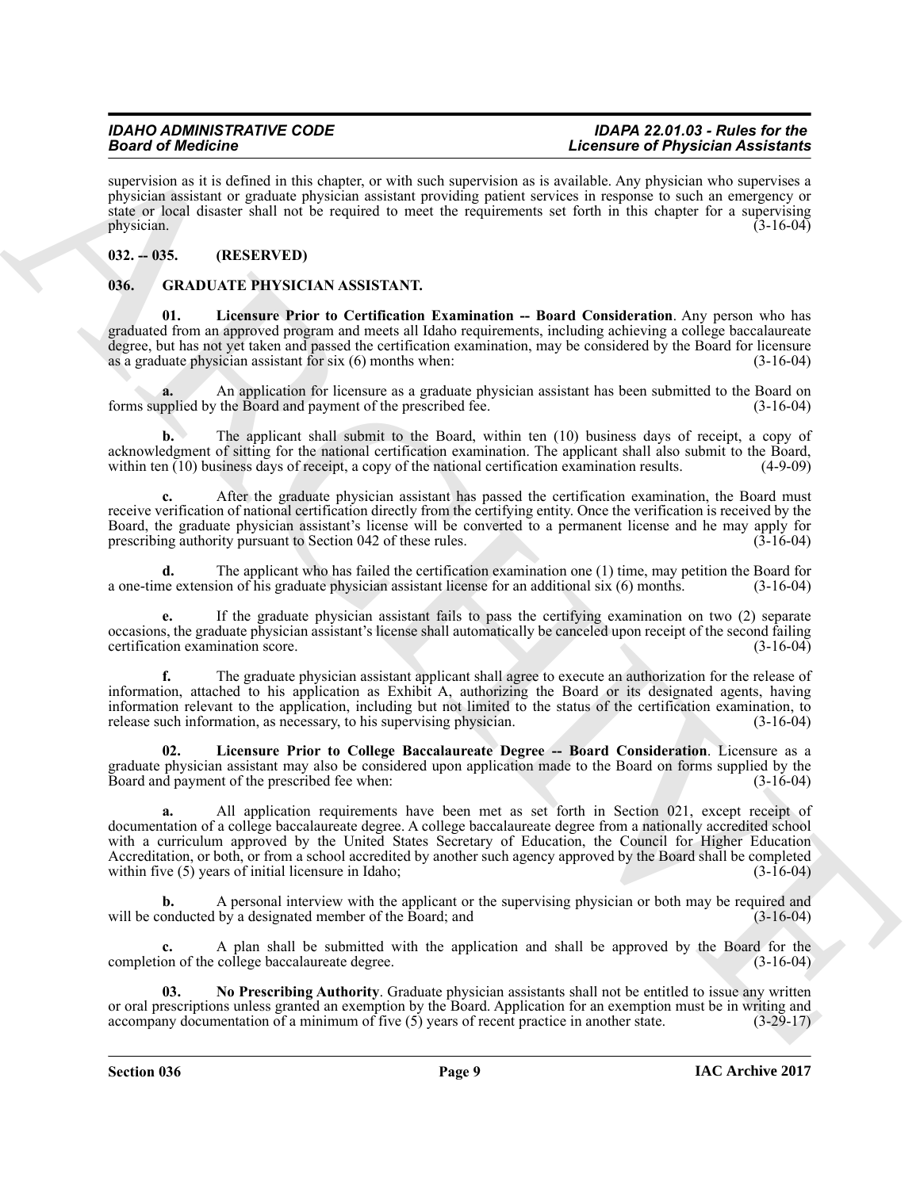supervision as it is defined in this chapter, or with such supervision as is available. Any physician who supervises a physician assistant or graduate physician assistant providing patient services in response to such an emergency or state or local disaster shall not be required to meet the requirements set forth in this chapter for a supervising physician. (3-16-04)

## 032. -- 035. (RESERVED)

## 036. GRADUATE PHYSICIAN ASSISTANT.

**01. Licensure Prior to Certification Examination -- Board Consideration**. Any person who has graduated from an approved program and meets all Idaho requirements, including achieving a college baccalaureate degree, but has not yet taken and passed the certification examination, may be considered by the Board for licensure as a graduate physician assistant for six (6) months when: (3-16-04)

**a.** An application for licensure as a graduate physician assistant has been submitted to the Board on forms supplied by the Board and payment of the prescribed fee. (3-16-04)

**b.** The applicant shall submit to the Board, within ten (10) business days of receipt, a copy of acknowledgment of sitting for the national certification examination. The applicant shall also submit to the Board, within ten (10) business days of receipt, a copy of the national certification examination results. (4-9-09)

**c.** After the graduate physician assistant has passed the certification examination, the Board must receive verification of national certification directly from the certifying entity. Once the verification is received by the Board, the graduate physician assistant's license will be converted to a permanent license and he may apply for prescribing authority pursuant to Section 042 of these rules. (3-16-04)

**d.** The applicant who has failed the certification examination one (1) time, may petition the Board for a one-time extension of his graduate physician assistant license for an additional six (6) months. (3-16-04)

**e.** If the graduate physician assistant fails to pass the certifying examination on two (2) separate occasions, the graduate physician assistant's license shall automatically be canceled upon receipt of the second failing certification examination score. (3-16-04)

**f.** The graduate physician assistant applicant shall agree to execute an authorization for the release of information, attached to his application as Exhibit A, authorizing the Board or its designated agents, having information relevant to the application, including but not limited to the status of the certification examination, to release such information, as necessary, to his supervising physician. (3-16-04)

**02. Licensure Prior to College Baccalaureate Degree -- Board Consideration**. Licensure as a graduate physician assistant may also be considered upon application made to the Board on forms supplied by the Board and payment of the prescribed fee when: (3-16-04)

**a.** All application requirements have been met as set forth in Section 021, except receipt of documentation of a college baccalaureate degree. A college baccalaureate degree from a nationally accredited school with a curriculum approved by the United States Secretary of Education, the Council for Higher Education Accreditation, or both, or from a school accredited by another such agency approved by the Board shall be completed within five (5) years of initial licensure in Idaho; (3-16-04)

**b.** A personal interview with the applicant or the supervising physician or both may be required and will be conducted by a designated member of the Board; and (3-16-04)

**c.** A plan shall be submitted with the application and shall be approved by the Board for the completion of the college baccalaureate degree. (3-16-04)

**03. No Prescribing Authority**. Graduate physician assistants shall not be entitled to issue any written or oral prescriptions unless granted an exemption by the Board. Application for an exemption must be in writing and accompany documentation of a minimum of five (5) years of recent practice in another state. (3-29-17)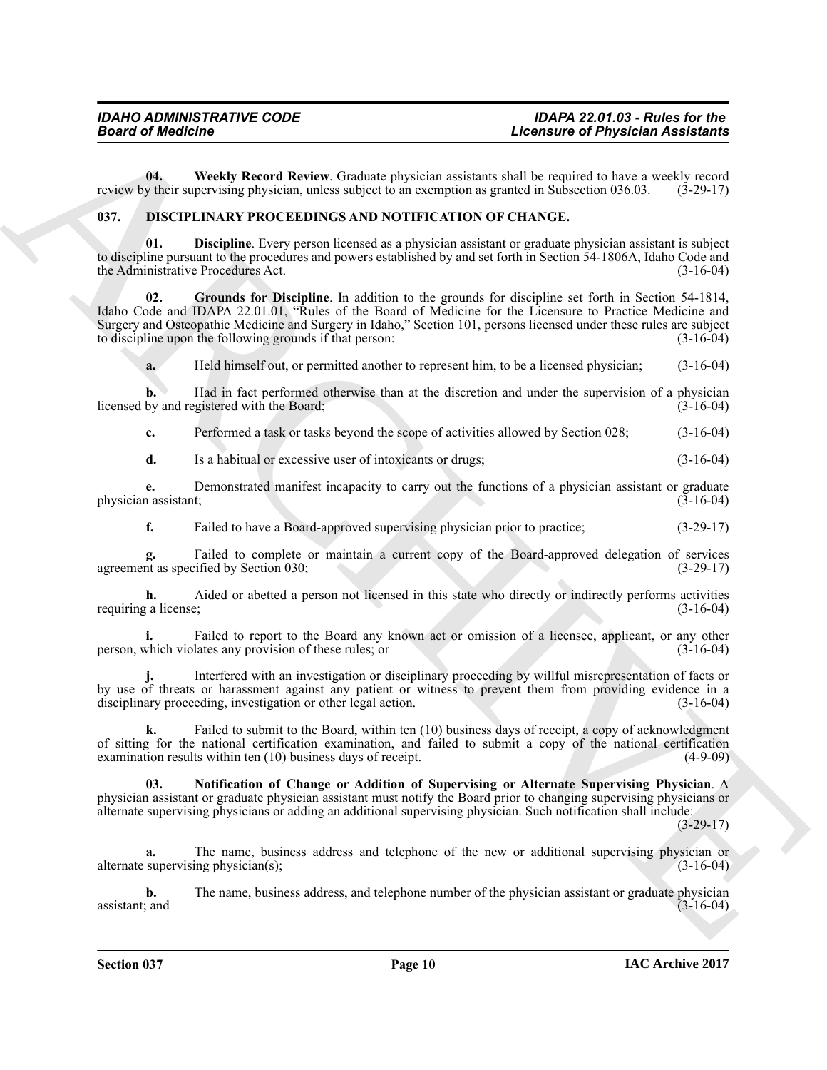**04. Weekly Record Review**. Graduate physician assistants shall be required to have a weekly record review by their supervising physician, unless subject to an exemption as granted in Subsection 036.03. (3-29-17)

## 037. DISCIPLINARY PROCEEDINGS AND NOTIFICATION OF CHANGE.

**01. Discipline**. Every person licensed as a physician assistant or graduate physician assistant is subject to discipline pursuant to the procedures and powers established by and set forth in Section 54-1806A, Idaho Code and the Administrative Procedures Act. (3-16-04)

**02. Grounds for Discipline**. In addition to the grounds for discipline set forth in Section 54-1814, Idaho Code and IDAPA 22.01.01, "Rules of the Board of Medicine for the Licensure to Practice Medicine and Surgery and Osteopathic Medicine and Surgery in Idaho," Section 101, persons licensed under these rules are subject to discipline upon the following grounds if that person: (3-16-04)

**a.** Held himself out, or permitted another to represent him, to be a licensed physician; (3-16-04)

**b.** Had in fact performed otherwise than at the discretion and under the supervision of a physician licensed by and registered with the Board; (3-16-04)

**c.** Performed a task or tasks beyond the scope of activities allowed by Section 028; (3-16-04)

**d.** Is a habitual or excessive user of intoxicants or drugs; (3-16-04)

**e.** Demonstrated manifest incapacity to carry out the functions of a physician assistant or graduate physician assistant; (3-16-04)

**f.** Failed to have a Board-approved supervising physician prior to practice; (3-29-17)

**g.** Failed to complete or maintain a current copy of the Board-approved delegation of services agreement as specified by Section 030; (3-29-17)

**h.** Aided or abetted a person not licensed in this state who directly or indirectly performs activities requiring a license; (3-16-04)

**i.** Failed to report to the Board any known act or omission of a licensee, applicant, or any other person, which violates any provision of these rules; or (3-16-04)

**j.** Interfered with an investigation or disciplinary proceeding by willful misrepresentation of facts or by use of threats or harassment against any patient or witness to prevent them from providing evidence in a disciplinary proceeding, investigation or other legal action. (3-16-04)

**k.** Failed to submit to the Board, within ten (10) business days of receipt, a copy of acknowledgment of sitting for the national certification examination, and failed to submit a copy of the national certification examination results within ten (10) business days of receipt. (4-9-09)

**03. Notification of Change or Addition of Supervising or Alternate Supervising Physician**. A physician assistant or graduate physician assistant must notify the Board prior to changing supervising physicians or alternate supervising physicians or adding an additional supervising physician. Such notification shall include: (3-29-17)

**a.** The name, business address and telephone of the new or additional supervising physician or alternate supervising physician(s); (3-16-04)

**b.** The name, business address, and telephone number of the physician assistant or graduate physician assistant; and (3-16-04)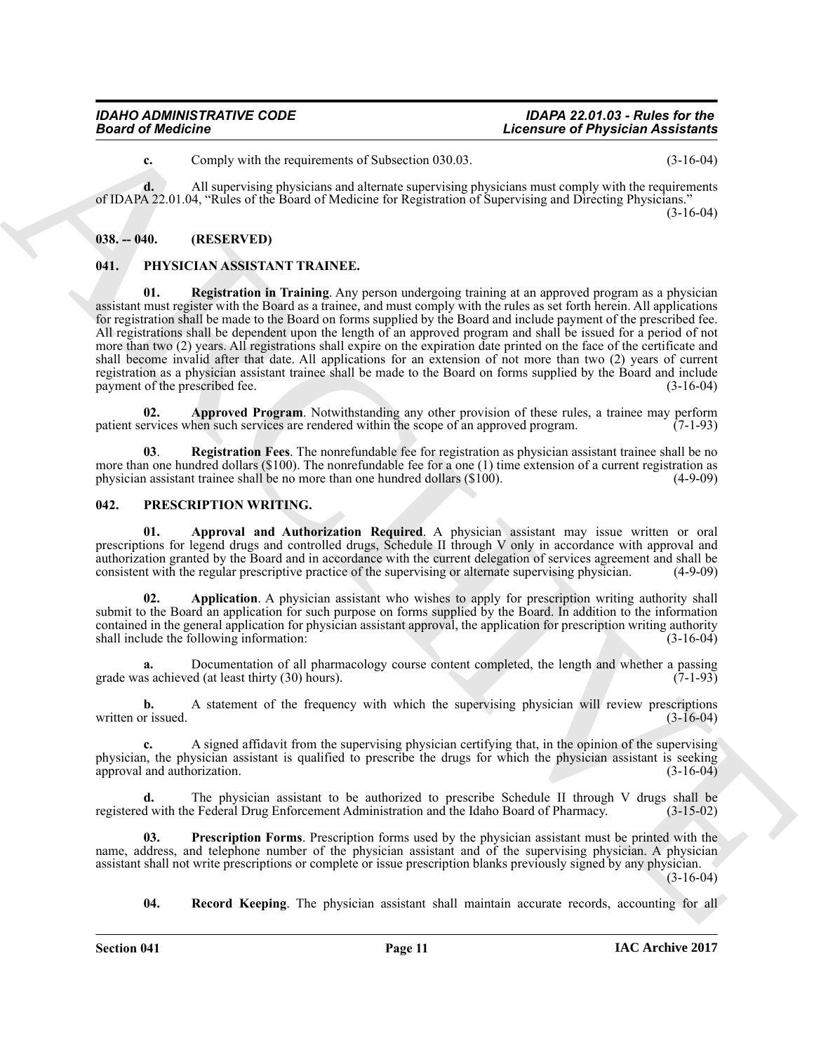**c.** Comply with the requirements of Subsection 030.03. (3-16-04)

**d.** All supervising physicians and alternate supervising physicians must comply with the requirements of IDAPA 22.01.04, "Rules of the Board of Medicine for Registration of Supervising and Directing Physicians." (3-16-04)

## 038. -- 040. (RESERVED)

## 041. PHYSICIAN ASSISTANT TRAINEE.

**01. Registration in Training**. Any person undergoing training at an approved program as a physician assistant must register with the Board as a trainee, and must comply with the rules as set forth herein. All applications for registration shall be made to the Board on forms supplied by the Board and include payment of the prescribed fee. All registrations shall be dependent upon the length of an approved program and shall be issued for a period of not more than two (2) years. All registrations shall expire on the expiration date printed on the face of the certificate and shall become invalid after that date. All applications for an extension of not more than two (2) years of current registration as a physician assistant trainee shall be made to the Board on forms supplied by the Board and include payment of the prescribed fee. (3-16-04)

**02. Approved Program**. Notwithstanding any other provision of these rules, a trainee may perform patient services when such services are rendered within the scope of an approved program. (7-1-93)

**03**. **Registration Fees**. The nonrefundable fee for registration as physician assistant trainee shall be no more than one hundred dollars ($100). The nonrefundable fee for a one (1) time extension of a current registration as physician assistant trainee shall be no more than one hundred dollars ($100). (4-9-09)

## 042. PRESCRIPTION WRITING.

**01. Approval and Authorization Required**. A physician assistant may issue written or oral prescriptions for legend drugs and controlled drugs, Schedule II through V only in accordance with approval and authorization granted by the Board and in accordance with the current delegation of services agreement and shall be consistent with the regular prescriptive practice of the supervising or alternate supervising physician. (4-9-09)

**02. Application**. A physician assistant who wishes to apply for prescription writing authority shall submit to the Board an application for such purpose on forms supplied by the Board. In addition to the information contained in the general application for physician assistant approval, the application for prescription writing authority shall include the following information: (3-16-04)

**a.** Documentation of all pharmacology course content completed, the length and whether a passing grade was achieved (at least thirty (30) hours). (7-1-93)

**b.** A statement of the frequency with which the supervising physician will review prescriptions written or issued. (3-16-04)

**c.** A signed affidavit from the supervising physician certifying that, in the opinion of the supervising physician, the physician assistant is qualified to prescribe the drugs for which the physician assistant is seeking approval and authorization. (3-16-04)

**d.** The physician assistant to be authorized to prescribe Schedule II through V drugs shall be registered with the Federal Drug Enforcement Administration and the Idaho Board of Pharmacy. (3-15-02)

**03. Prescription Forms**. Prescription forms used by the physician assistant must be printed with the name, address, and telephone number of the physician assistant and of the supervising physician. A physician assistant shall not write prescriptions or complete or issue prescription blanks previously signed by any physician. (3-16-04)

**04. Record Keeping**. The physician assistant shall maintain accurate records, accounting for all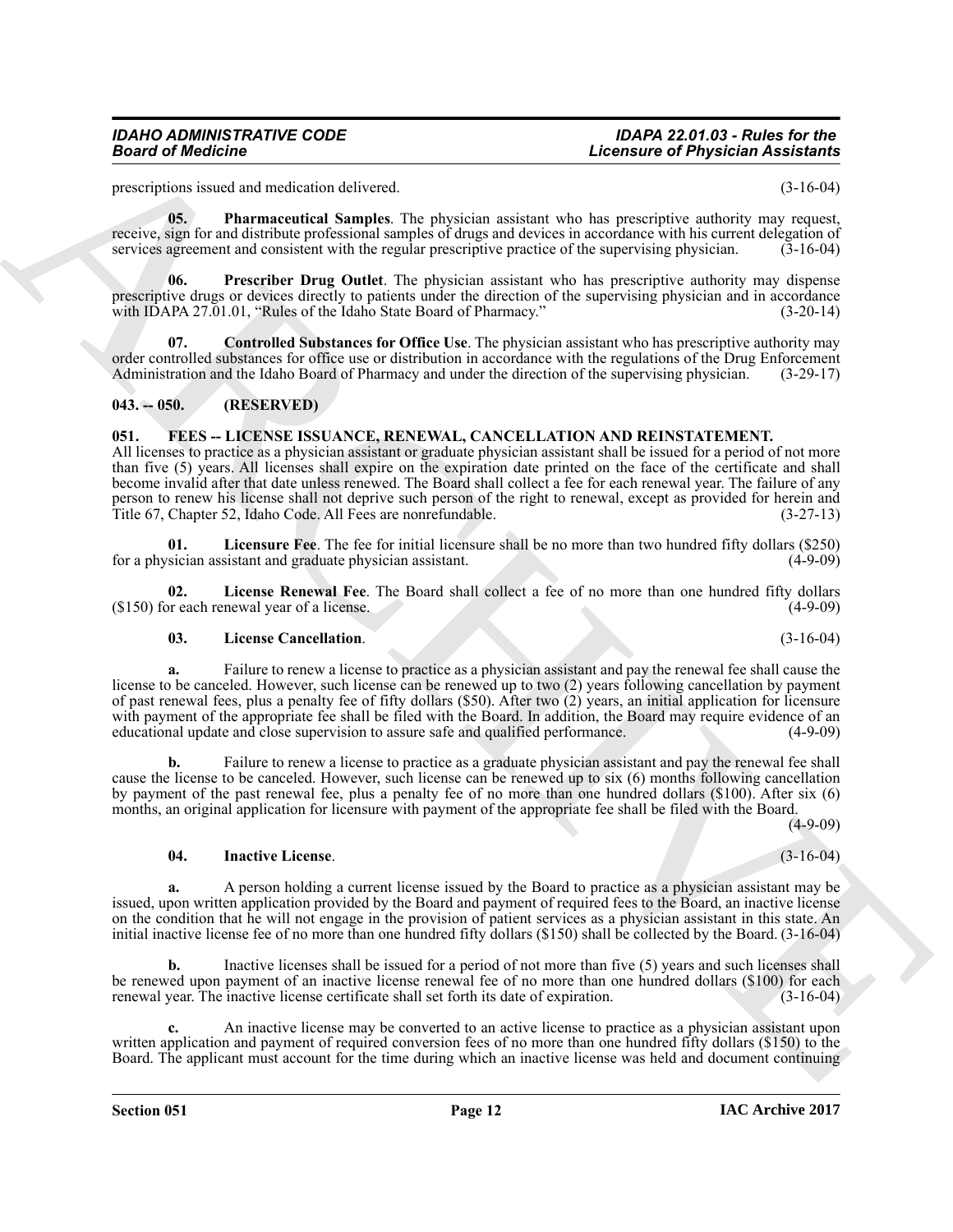prescriptions issued and medication delivered. (3-16-04)

**05. Pharmaceutical Samples**. The physician assistant who has prescriptive authority may request, receive, sign for and distribute professional samples of drugs and devices in accordance with his current delegation of services agreement and consistent with the regular prescriptive practice of the supervising physician. (3-16-04)

**06. Prescriber Drug Outlet**. The physician assistant who has prescriptive authority may dispense prescriptive drugs or devices directly to patients under the direction of the supervising physician and in accordance with IDAPA 27.01.01, "Rules of the Idaho State Board of Pharmacy." (3-20-14)

**07. Controlled Substances for Office Use**. The physician assistant who has prescriptive authority may order controlled substances for office use or distribution in accordance with the regulations of the Drug Enforcement Administration and the Idaho Board of Pharmacy and under the direction of the supervising physician. (3-29-17)

## 043. -- 050. (RESERVED)

## 051. FEES -- LICENSE ISSUANCE, RENEWAL, CANCELLATION AND REINSTATEMENT.

All licenses to practice as a physician assistant or graduate physician assistant shall be issued for a period of not more than five (5) years. All licenses shall expire on the expiration date printed on the face of the certificate and shall become invalid after that date unless renewed. The Board shall collect a fee for each renewal year. The failure of any person to renew his license shall not deprive such person of the right to renewal, except as provided for herein and Title 67, Chapter 52, Idaho Code. All Fees are nonrefundable. (3-27-13)

**01. Licensure Fee**. The fee for initial licensure shall be no more than two hundred fifty dollars ($250) for a physician assistant and graduate physician assistant. (4-9-09)

**02. License Renewal Fee**. The Board shall collect a fee of no more than one hundred fifty dollars ($150) for each renewal year of a license. (4-9-09)

**03. License Cancellation**. (3-16-04)

**a.** Failure to renew a license to practice as a physician assistant and pay the renewal fee shall cause the license to be canceled. However, such license can be renewed up to two (2) years following cancellation by payment of past renewal fees, plus a penalty fee of fifty dollars ($50). After two (2) years, an initial application for licensure with payment of the appropriate fee shall be filed with the Board. In addition, the Board may require evidence of an educational update and close supervision to assure safe and qualified performance. (4-9-09)

**b.** Failure to renew a license to practice as a graduate physician assistant and pay the renewal fee shall cause the license to be canceled. However, such license can be renewed up to six (6) months following cancellation by payment of the past renewal fee, plus a penalty fee of no more than one hundred dollars ($100). After six (6) months, an original application for licensure with payment of the appropriate fee shall be filed with the Board. (4-9-09)

**04. Inactive License**. (3-16-04)

**a.** A person holding a current license issued by the Board to practice as a physician assistant may be issued, upon written application provided by the Board and payment of required fees to the Board, an inactive license on the condition that he will not engage in the provision of patient services as a physician assistant in this state. An initial inactive license fee of no more than one hundred fifty dollars ($150) shall be collected by the Board. (3-16-04)

**b.** Inactive licenses shall be issued for a period of not more than five (5) years and such licenses shall be renewed upon payment of an inactive license renewal fee of no more than one hundred dollars ($100) for each renewal year. The inactive license certificate shall set forth its date of expiration. (3-16-04)

**c.** An inactive license may be converted to an active license to practice as a physician assistant upon written application and payment of required conversion fees of no more than one hundred fifty dollars ($150) to the Board. The applicant must account for the time during which an inactive license was held and document continuing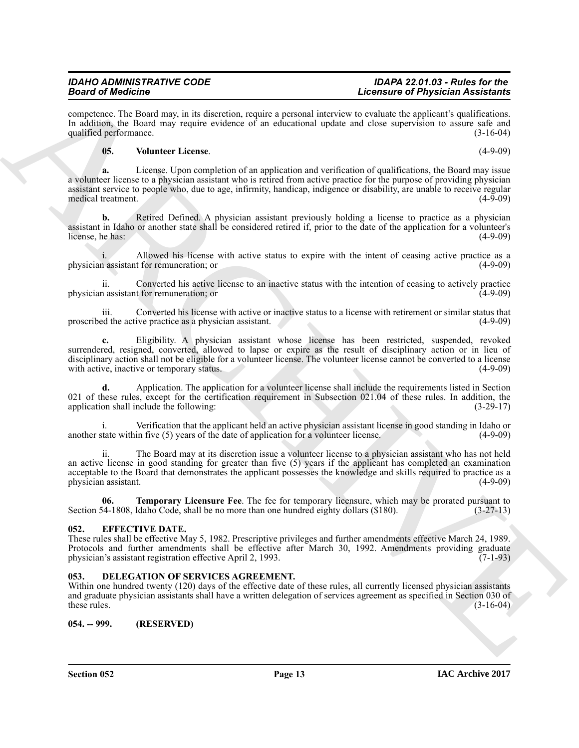competence. The Board may, in its discretion, require a personal interview to evaluate the applicant's qualifications. In addition, the Board may require evidence of an educational update and close supervision to assure safe and qualified performance. (3-16-04)

**05. Volunteer License**. (4-9-09)

**a.** License. Upon completion of an application and verification of qualifications, the Board may issue a volunteer license to a physician assistant who is retired from active practice for the purpose of providing physician assistant service to people who, due to age, infirmity, handicap, indigence or disability, are unable to receive regular medical treatment. (4-9-09)

**b.** Retired Defined. A physician assistant previously holding a license to practice as a physician assistant in Idaho or another state shall be considered retired if, prior to the date of the application for a volunteer's license, he has: (4-9-09)

i. Allowed his license with active status to expire with the intent of ceasing active practice as a physician assistant for remuneration; or (4-9-09)

ii. Converted his active license to an inactive status with the intention of ceasing to actively practice physician assistant for remuneration; or (4-9-09)

iii. Converted his license with active or inactive status to a license with retirement or similar status that proscribed the active practice as a physician assistant. (4-9-09)

**c.** Eligibility. A physician assistant whose license has been restricted, suspended, revoked surrendered, resigned, converted, allowed to lapse or expire as the result of disciplinary action or in lieu of disciplinary action shall not be eligible for a volunteer license. The volunteer license cannot be converted to a license with active, inactive or temporary status. (4-9-09)

**d.** Application. The application for a volunteer license shall include the requirements listed in Section 021 of these rules, except for the certification requirement in Subsection 021.04 of these rules. In addition, the application shall include the following: (3-29-17)

i. Verification that the applicant held an active physician assistant license in good standing in Idaho or another state within five (5) years of the date of application for a volunteer license. (4-9-09)

ii. The Board may at its discretion issue a volunteer license to a physician assistant who has not held an active license in good standing for greater than five (5) years if the applicant has completed an examination acceptable to the Board that demonstrates the applicant possesses the knowledge and skills required to practice as a physician assistant. (4-9-09)

**06. Temporary Licensure Fee**. The fee for temporary licensure, which may be prorated pursuant to Section 54-1808, Idaho Code, shall be no more than one hundred eighty dollars ($180). (3-27-13)

## 052. EFFECTIVE DATE.

These rules shall be effective May 5, 1982. Prescriptive privileges and further amendments effective March 24, 1989. Protocols and further amendments shall be effective after March 30, 1992. Amendments providing graduate physician's assistant registration effective April 2, 1993. (7-1-93)

## 053. DELEGATION OF SERVICES AGREEMENT.

Within one hundred twenty (120) days of the effective date of these rules, all currently licensed physician assistants and graduate physician assistants shall have a written delegation of services agreement as specified in Section 030 of these rules. (3-16-04)

## 054. -- 999. (RESERVED)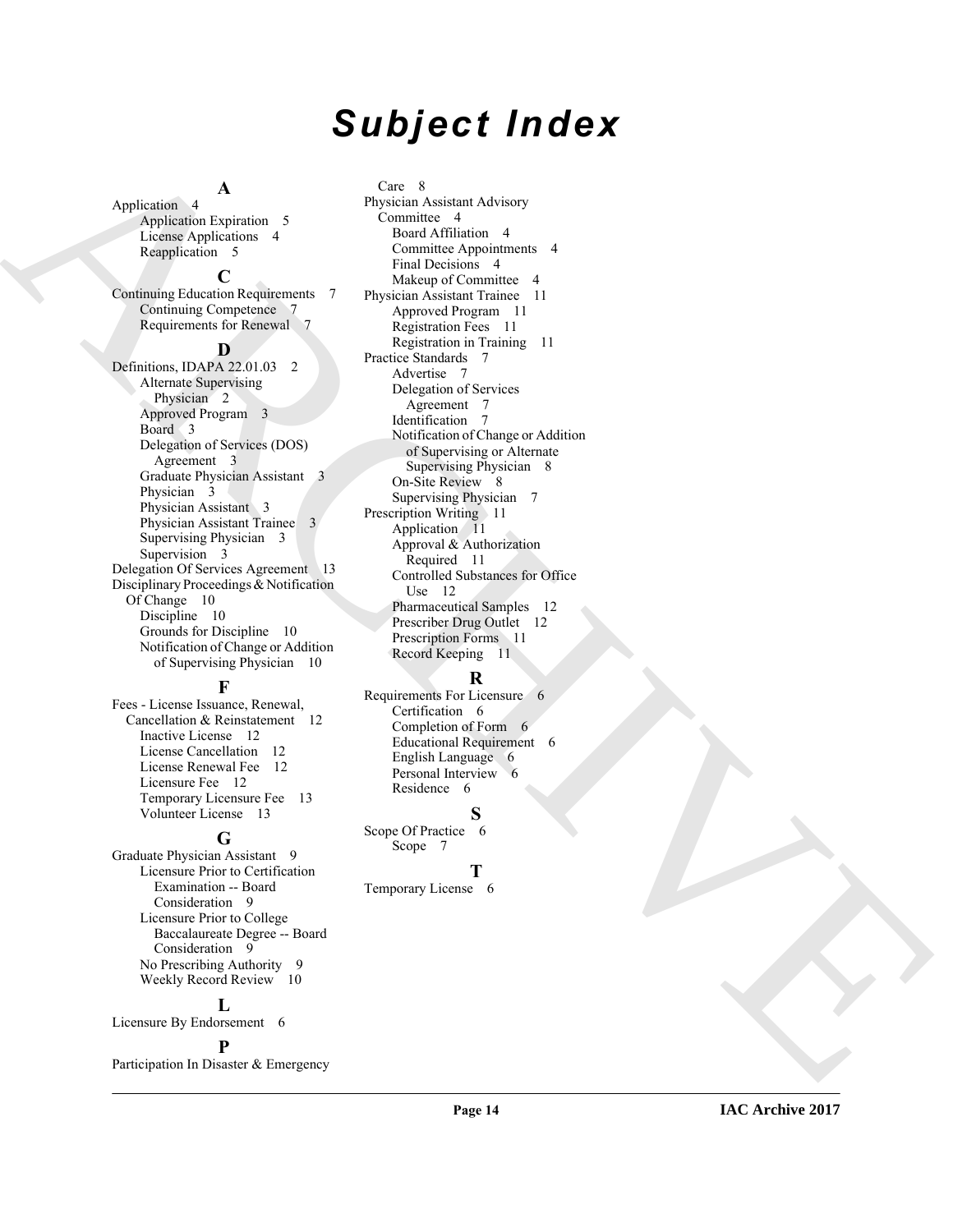# Subject Index

## A

Application 4
- Application Expiration 5
- License Applications 4
- Reapplication 5

## C

Continuing Education Requirements 7
- Continuing Competence 7
- Requirements for Renewal 7

## D

Definitions, IDAPA 22.01.03 2
- Alternate Supervising Physician 2
- Approved Program 3
- Board 3
- Delegation of Services (DOS) Agreement 3
- Graduate Physician Assistant 3
- Physician 3
- Physician Assistant 3
- Physician Assistant Trainee 3
- Supervising Physician 3
- Supervision 3

Delegation Of Services Agreement 13

Disciplinary Proceedings & Notification Of Change 10
- Discipline 10
- Grounds for Discipline 10
- Notification of Change or Addition of Supervising Physician 10

## F

Fees - License Issuance, Renewal, Cancellation & Reinstatement 12
- Inactive License 12
- License Cancellation 12
- License Renewal Fee 12
- Licensure Fee 12
- Temporary Licensure Fee 13
- Volunteer License 13

## G

Graduate Physician Assistant 9
- Licensure Prior to Certification Examination -- Board Consideration 9
- Licensure Prior to College Baccalaureate Degree -- Board Consideration 9
- No Prescribing Authority 9
- Weekly Record Review 10

## L

Licensure By Endorsement 6

## P

Participation In Disaster & Emergency Care 8

Physician Assistant Advisory Committee 4
- Board Affiliation 4
- Committee Appointments 4
- Final Decisions 4
- Makeup of Committee 4

Physician Assistant Trainee 11
- Approved Program 11
- Registration Fees 11
- Registration in Training 11

Practice Standards 7
- Advertise 7
- Delegation of Services Agreement 7
- Identification 7
- Notification of Change or Addition of Supervising or Alternate Supervising Physician 8
- On-Site Review 8
- Supervising Physician 7

Prescription Writing 11
- Application 11
- Approval & Authorization Required 11
- Controlled Substances for Office Use 12
- Pharmaceutical Samples 12
- Prescriber Drug Outlet 12
- Prescription Forms 11
- Record Keeping 11

## R

Requirements For Licensure 6
- Certification 6
- Completion of Form 6
- Educational Requirement 6
- English Language 6
- Personal Interview 6
- Residence 6

## S

Scope Of Practice 6
- Scope 7

## T

Temporary License 6